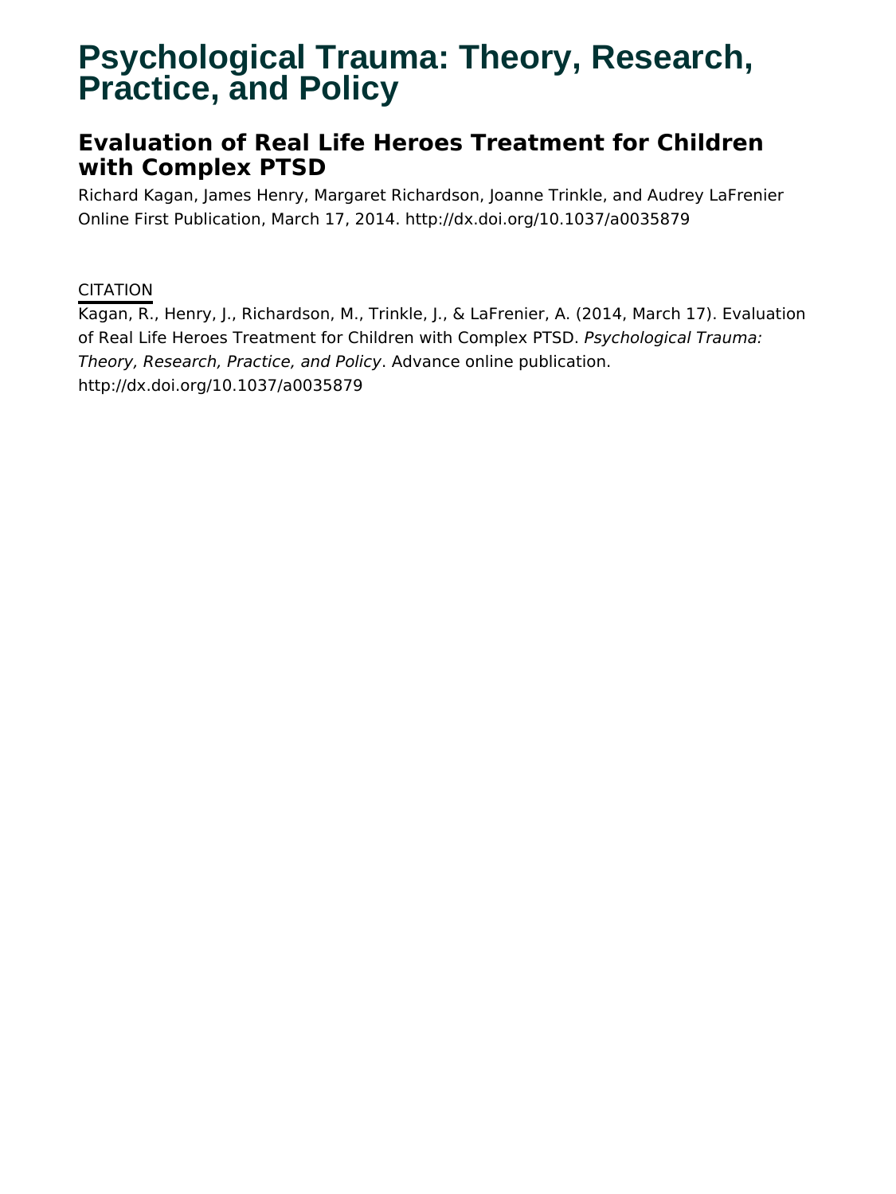# Psychological Trauma: Theory, Research, Practice, and Policy

## Evaluation of Real Life Heroes Treatment for Children with Complex PTSD

Richard Kagan, James Henry, Margaret Richardson, Joanne Trinkle, and Audrey LaFrenier
Online First Publication, March 17, 2014. http://dx.doi.org/10.1037/a0035879

CITATION

Kagan, R., Henry, J., Richardson, M., Trinkle, J., & LaFrenier, A. (2014, March 17). Evaluation of Real Life Heroes Treatment for Children with Complex PTSD. *Psychological Trauma: Theory, Research, Practice, and Policy*. Advance online publication. http://dx.doi.org/10.1037/a0035879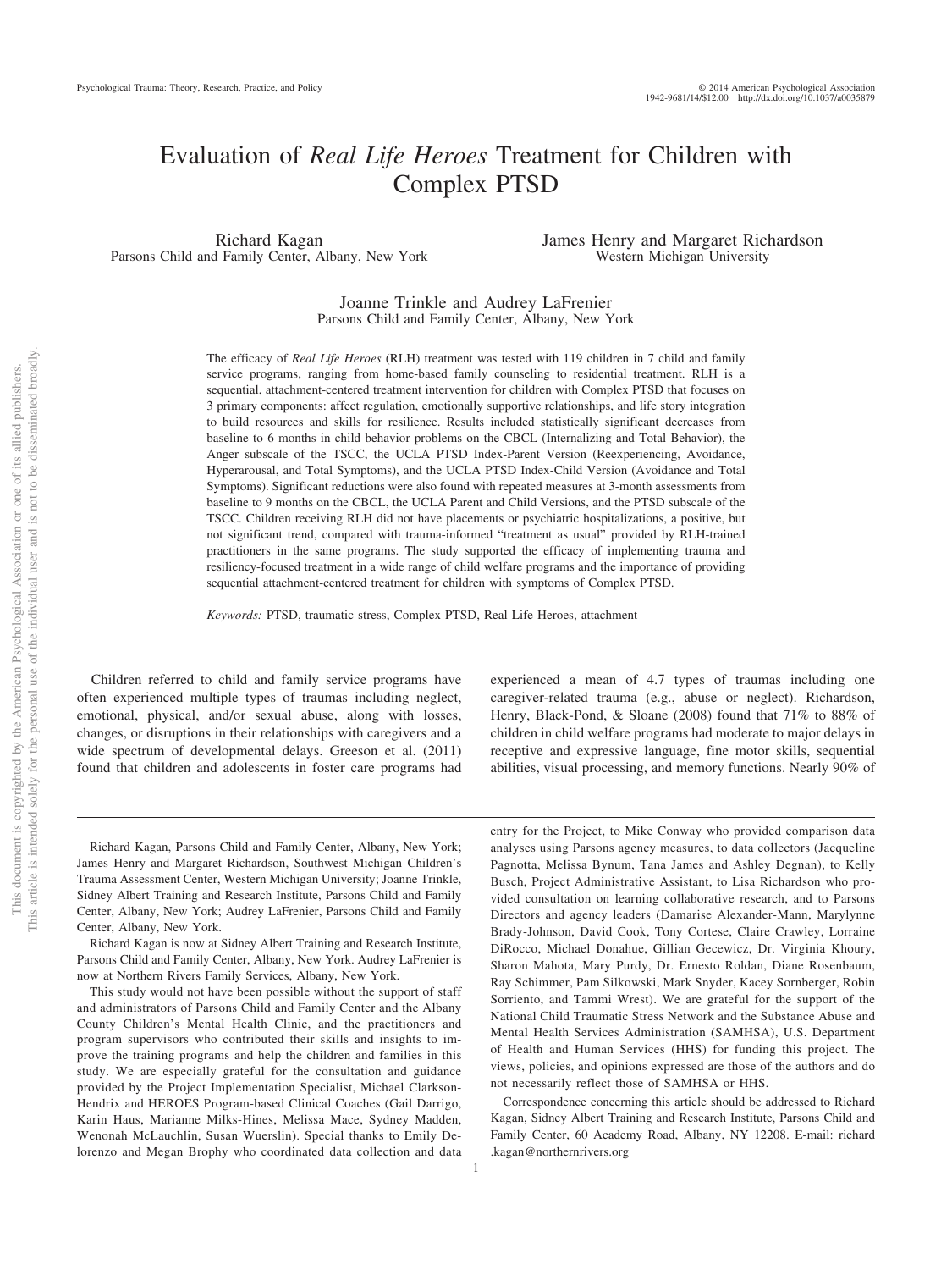# Evaluation of *Real Life Heroes* Treatment for Children with Complex PTSD

Richard Kagan
Parsons Child and Family Center, Albany, New York

James Henry and Margaret Richardson
Western Michigan University

Joanne Trinkle and Audrey LaFrenier
Parsons Child and Family Center, Albany, New York

The efficacy of *Real Life Heroes* (RLH) treatment was tested with 119 children in 7 child and family service programs, ranging from home-based family counseling to residential treatment. RLH is a sequential, attachment-centered treatment intervention for children with Complex PTSD that focuses on 3 primary components: affect regulation, emotionally supportive relationships, and life story integration to build resources and skills for resilience. Results included statistically significant decreases from baseline to 6 months in child behavior problems on the CBCL (Internalizing and Total Behavior), the Anger subscale of the TSCC, the UCLA PTSD Index-Parent Version (Reexperiencing, Avoidance, Hyperarousal, and Total Symptoms), and the UCLA PTSD Index-Child Version (Avoidance and Total Symptoms). Significant reductions were also found with repeated measures at 3-month assessments from baseline to 9 months on the CBCL, the UCLA Parent and Child Versions, and the PTSD subscale of the TSCC. Children receiving RLH did not have placements or psychiatric hospitalizations, a positive, but not significant trend, compared with trauma-informed "treatment as usual" provided by RLH-trained practitioners in the same programs. The study supported the efficacy of implementing trauma and resiliency-focused treatment in a wide range of child welfare programs and the importance of providing sequential attachment-centered treatment for children with symptoms of Complex PTSD.

*Keywords:* PTSD, traumatic stress, Complex PTSD, Real Life Heroes, attachment

Children referred to child and family service programs have often experienced multiple types of traumas including neglect, emotional, physical, and/or sexual abuse, along with losses, changes, or disruptions in their relationships with caregivers and a wide spectrum of developmental delays. Greeson et al. (2011) found that children and adolescents in foster care programs had experienced a mean of 4.7 types of traumas including one caregiver-related trauma (e.g., abuse or neglect). Richardson, Henry, Black-Pond, & Sloane (2008) found that 71% to 88% of children in child welfare programs had moderate to major delays in receptive and expressive language, fine motor skills, sequential abilities, visual processing, and memory functions. Nearly 90% of

---

Richard Kagan, Parsons Child and Family Center, Albany, New York; James Henry and Margaret Richardson, Southwest Michigan Children's Trauma Assessment Center, Western Michigan University; Joanne Trinkle, Sidney Albert Training and Research Institute, Parsons Child and Family Center, Albany, New York; Audrey LaFrenier, Parsons Child and Family Center, Albany, New York.

Richard Kagan is now at Sidney Albert Training and Research Institute, Parsons Child and Family Center, Albany, New York. Audrey LaFrenier is now at Northern Rivers Family Services, Albany, New York.

This study would not have been possible without the support of staff and administrators of Parsons Child and Family Center and the Albany County Children's Mental Health Clinic, and the practitioners and program supervisors who contributed their skills and insights to improve the training programs and help the children and families in this study. We are especially grateful for the consultation and guidance provided by the Project Implementation Specialist, Michael Clarkson-Hendrix and HEROES Program-based Clinical Coaches (Gail Darrigo, Karin Haus, Marianne Milks-Hines, Melissa Mace, Sydney Madden, Wenonah McLauchlin, Susan Wuerslin). Special thanks to Emily Delorenzo and Megan Brophy who coordinated data collection and data entry for the Project, to Mike Conway who provided comparison data analyses using Parsons agency measures, to data collectors (Jacqueline Pagnotta, Melissa Bynum, Tana James and Ashley Degnan), to Kelly Busch, Project Administrative Assistant, to Lisa Richardson who provided consultation on learning collaborative research, and to Parsons Directors and agency leaders (Damarise Alexander-Mann, Marylynne Brady-Johnson, David Cook, Tony Cortese, Claire Crawley, Lorraine DiRocco, Michael Donahue, Gillian Gecewicz, Dr. Virginia Khoury, Sharon Mahota, Mary Purdy, Dr. Ernesto Roldan, Diane Rosenbaum, Ray Schimmer, Pam Silkowski, Mark Snyder, Kacey Sornberger, Robin Sorriento, and Tammi Wrest). We are grateful for the support of the National Child Traumatic Stress Network and the Substance Abuse and Mental Health Services Administration (SAMHSA), U.S. Department of Health and Human Services (HHS) for funding this project. The views, policies, and opinions expressed are those of the authors and do not necessarily reflect those of SAMHSA or HHS.

Correspondence concerning this article should be addressed to Richard Kagan, Sidney Albert Training and Research Institute, Parsons Child and Family Center, 60 Academy Road, Albany, NY 12208. E-mail: richard.kagan@northernrivers.org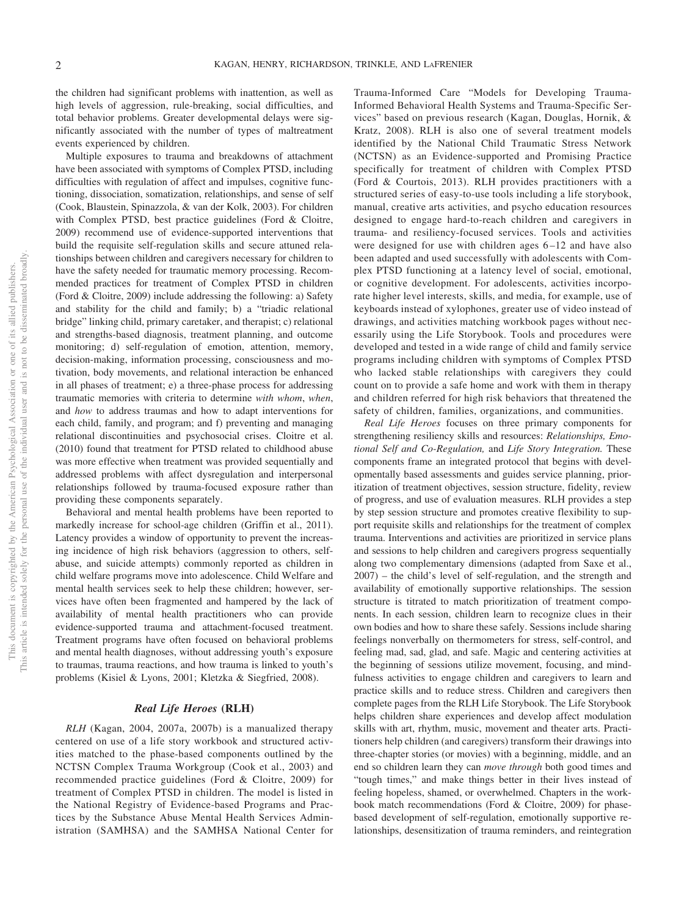the children had significant problems with inattention, as well as high levels of aggression, rule-breaking, social difficulties, and total behavior problems. Greater developmental delays were significantly associated with the number of types of maltreatment events experienced by children.

Multiple exposures to trauma and breakdowns of attachment have been associated with symptoms of Complex PTSD, including difficulties with regulation of affect and impulses, cognitive functioning, dissociation, somatization, relationships, and sense of self (Cook, Blaustein, Spinazzola, & van der Kolk, 2003). For children with Complex PTSD, best practice guidelines (Ford & Cloitre, 2009) recommend use of evidence-supported interventions that build the requisite self-regulation skills and secure attuned relationships between children and caregivers necessary for children to have the safety needed for traumatic memory processing. Recommended practices for treatment of Complex PTSD in children (Ford & Cloitre, 2009) include addressing the following: a) Safety and stability for the child and family; b) a "triadic relational bridge" linking child, primary caretaker, and therapist; c) relational and strengths-based diagnosis, treatment planning, and outcome monitoring; d) self-regulation of emotion, attention, memory, decision-making, information processing, consciousness and motivation, body movements, and relational interaction be enhanced in all phases of treatment; e) a three-phase process for addressing traumatic memories with criteria to determine *with whom*, *when*, and *how* to address traumas and how to adapt interventions for each child, family, and program; and f) preventing and managing relational discontinuities and psychosocial crises. Cloitre et al. (2010) found that treatment for PTSD related to childhood abuse was more effective when treatment was provided sequentially and addressed problems with affect dysregulation and interpersonal relationships followed by trauma-focused exposure rather than providing these components separately.

Behavioral and mental health problems have been reported to markedly increase for school-age children (Griffin et al., 2011). Latency provides a window of opportunity to prevent the increasing incidence of high risk behaviors (aggression to others, self-abuse, and suicide attempts) commonly reported as children in child welfare programs move into adolescence. Child Welfare and mental health services seek to help these children; however, services have often been fragmented and hampered by the lack of availability of mental health practitioners who can provide evidence-supported trauma and attachment-focused treatment. Treatment programs have often focused on behavioral problems and mental health diagnoses, without addressing youth's exposure to traumas, trauma reactions, and how trauma is linked to youth's problems (Kisiel & Lyons, 2001; Kletzka & Siegfried, 2008).

## *Real Life Heroes* (RLH)

*RLH* (Kagan, 2004, 2007a, 2007b) is a manualized therapy centered on use of a life story workbook and structured activities matched to the phase-based components outlined by the NCTSN Complex Trauma Workgroup (Cook et al., 2003) and recommended practice guidelines (Ford & Cloitre, 2009) for treatment of Complex PTSD in children. The model is listed in the National Registry of Evidence-based Programs and Practices by the Substance Abuse Mental Health Services Administration (SAMHSA) and the SAMHSA National Center for Trauma-Informed Care "Models for Developing Trauma-Informed Behavioral Health Systems and Trauma-Specific Services" based on previous research (Kagan, Douglas, Hornik, & Kratz, 2008). RLH is also one of several treatment models identified by the National Child Traumatic Stress Network (NCTSN) as an Evidence-supported and Promising Practice specifically for treatment of children with Complex PTSD (Ford & Courtois, 2013). RLH provides practitioners with a structured series of easy-to-use tools including a life storybook, manual, creative arts activities, and psycho education resources designed to engage hard-to-reach children and caregivers in trauma- and resiliency-focused services. Tools and activities were designed for use with children ages 6–12 and have also been adapted and used successfully with adolescents with Complex PTSD functioning at a latency level of social, emotional, or cognitive development. For adolescents, activities incorporate higher level interests, skills, and media, for example, use of keyboards instead of xylophones, greater use of video instead of drawings, and activities matching workbook pages without necessarily using the Life Storybook. Tools and procedures were developed and tested in a wide range of child and family service programs including children with symptoms of Complex PTSD who lacked stable relationships with caregivers they could count on to provide a safe home and work with them in therapy and children referred for high risk behaviors that threatened the safety of children, families, organizations, and communities.

*Real Life Heroes* focuses on three primary components for strengthening resiliency skills and resources: *Relationships, Emotional Self and Co-Regulation,* and *Life Story Integration.* These components frame an integrated protocol that begins with developmentally based assessments and guides service planning, prioritization of treatment objectives, session structure, fidelity, review of progress, and use of evaluation measures. RLH provides a step by step session structure and promotes creative flexibility to support requisite skills and relationships for the treatment of complex trauma. Interventions and activities are prioritized in service plans and sessions to help children and caregivers progress sequentially along two complementary dimensions (adapted from Saxe et al., 2007) – the child's level of self-regulation, and the strength and availability of emotionally supportive relationships. The session structure is titrated to match prioritization of treatment components. In each session, children learn to recognize clues in their own bodies and how to share these safely. Sessions include sharing feelings nonverbally on thermometers for stress, self-control, and feeling mad, sad, glad, and safe. Magic and centering activities at the beginning of sessions utilize movement, focusing, and mindfulness activities to engage children and caregivers to learn and practice skills and to reduce stress. Children and caregivers then complete pages from the RLH Life Storybook. The Life Storybook helps children share experiences and develop affect modulation skills with art, rhythm, music, movement and theater arts. Practitioners help children (and caregivers) transform their drawings into three-chapter stories (or movies) with a beginning, middle, and an end so children learn they can *move through* both good times and "tough times," and make things better in their lives instead of feeling hopeless, shamed, or overwhelmed. Chapters in the workbook match recommendations (Ford & Cloitre, 2009) for phase-based development of self-regulation, emotionally supportive relationships, desensitization of trauma reminders, and reintegration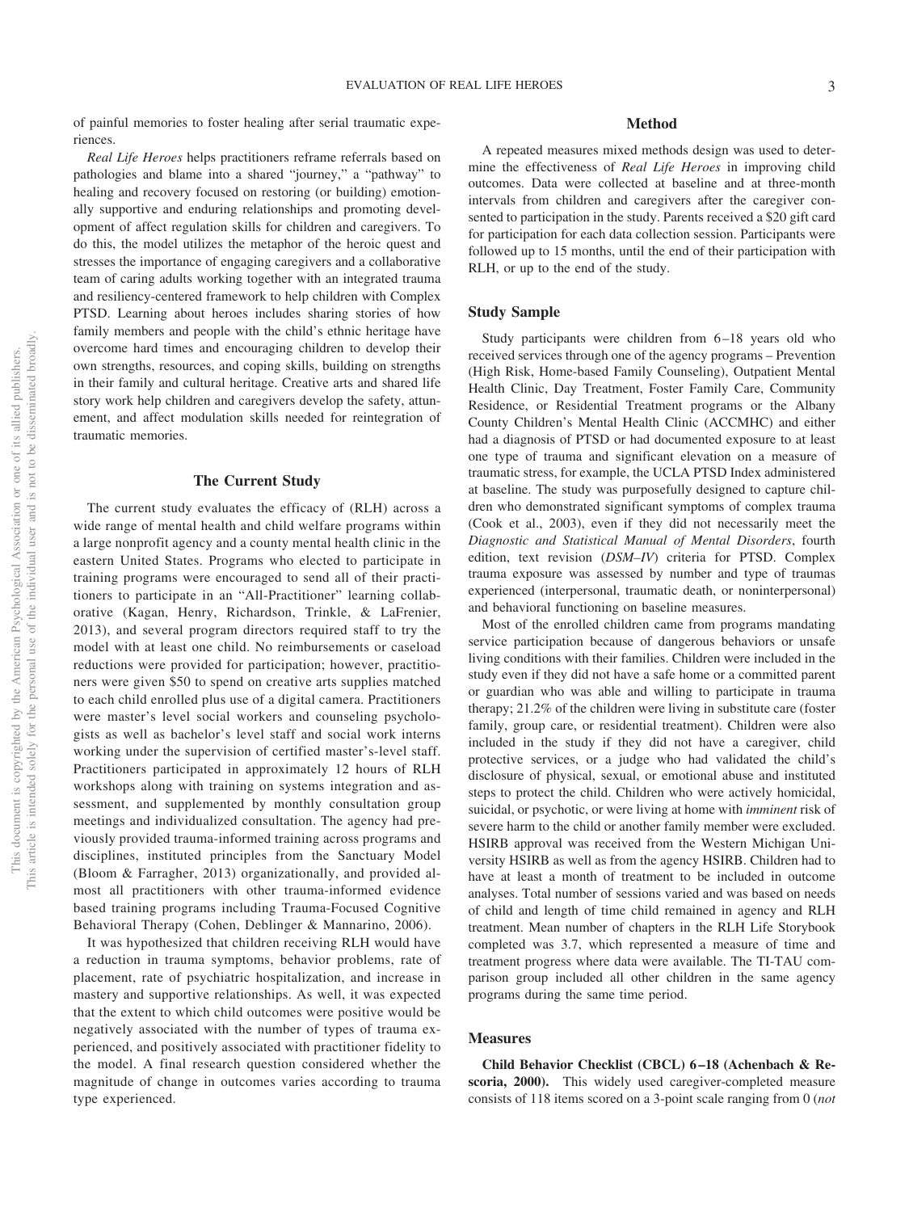of painful memories to foster healing after serial traumatic experiences.

*Real Life Heroes* helps practitioners reframe referrals based on pathologies and blame into a shared "journey," a "pathway" to healing and recovery focused on restoring (or building) emotionally supportive and enduring relationships and promoting development of affect regulation skills for children and caregivers. To do this, the model utilizes the metaphor of the heroic quest and stresses the importance of engaging caregivers and a collaborative team of caring adults working together with an integrated trauma and resiliency-centered framework to help children with Complex PTSD. Learning about heroes includes sharing stories of how family members and people with the child's ethnic heritage have overcome hard times and encouraging children to develop their own strengths, resources, and coping skills, building on strengths in their family and cultural heritage. Creative arts and shared life story work help children and caregivers develop the safety, attunement, and affect modulation skills needed for reintegration of traumatic memories.

## The Current Study

The current study evaluates the efficacy of (RLH) across a wide range of mental health and child welfare programs within a large nonprofit agency and a county mental health clinic in the eastern United States. Programs who elected to participate in training programs were encouraged to send all of their practitioners to participate in an "All-Practitioner" learning collaborative (Kagan, Henry, Richardson, Trinkle, & LaFrenier, 2013), and several program directors required staff to try the model with at least one child. No reimbursements or caseload reductions were provided for participation; however, practitioners were given $50 to spend on creative arts supplies matched to each child enrolled plus use of a digital camera. Practitioners were master's level social workers and counseling psychologists as well as bachelor's level staff and social work interns working under the supervision of certified master's-level staff. Practitioners participated in approximately 12 hours of RLH workshops along with training on systems integration and assessment, and supplemented by monthly consultation group meetings and individualized consultation. The agency had previously provided trauma-informed training across programs and disciplines, instituted principles from the Sanctuary Model (Bloom & Farragher, 2013) organizationally, and provided almost all practitioners with other trauma-informed evidence based training programs including Trauma-Focused Cognitive Behavioral Therapy (Cohen, Deblinger & Mannarino, 2006).

It was hypothesized that children receiving RLH would have a reduction in trauma symptoms, behavior problems, rate of placement, rate of psychiatric hospitalization, and increase in mastery and supportive relationships. As well, it was expected that the extent to which child outcomes were positive would be negatively associated with the number of types of trauma experienced, and positively associated with practitioner fidelity to the model. A final research question considered whether the magnitude of change in outcomes varies according to trauma type experienced.

## Method

A repeated measures mixed methods design was used to determine the effectiveness of *Real Life Heroes* in improving child outcomes. Data were collected at baseline and at three-month intervals from children and caregivers after the caregiver consented to participation in the study. Parents received a $20 gift card for participation for each data collection session. Participants were followed up to 15 months, until the end of their participation with RLH, or up to the end of the study.

### Study Sample

Study participants were children from 6–18 years old who received services through one of the agency programs – Prevention (High Risk, Home-based Family Counseling), Outpatient Mental Health Clinic, Day Treatment, Foster Family Care, Community Residence, or Residential Treatment programs or the Albany County Children's Mental Health Clinic (ACCMHC) and either had a diagnosis of PTSD or had documented exposure to at least one type of trauma and significant elevation on a measure of traumatic stress, for example, the UCLA PTSD Index administered at baseline. The study was purposefully designed to capture children who demonstrated significant symptoms of complex trauma (Cook et al., 2003), even if they did not necessarily meet the *Diagnostic and Statistical Manual of Mental Disorders*, fourth edition, text revision (*DSM–IV*) criteria for PTSD. Complex trauma exposure was assessed by number and type of traumas experienced (interpersonal, traumatic death, or noninterpersonal) and behavioral functioning on baseline measures.

Most of the enrolled children came from programs mandating service participation because of dangerous behaviors or unsafe living conditions with their families. Children were included in the study even if they did not have a safe home or a committed parent or guardian who was able and willing to participate in trauma therapy; 21.2% of the children were living in substitute care (foster family, group care, or residential treatment). Children were also included in the study if they did not have a caregiver, child protective services, or a judge who had validated the child's disclosure of physical, sexual, or emotional abuse and instituted steps to protect the child. Children who were actively homicidal, suicidal, or psychotic, or were living at home with *imminent* risk of severe harm to the child or another family member were excluded. HSIRB approval was received from the Western Michigan University HSIRB as well as from the agency HSIRB. Children had to have at least a month of treatment to be included in outcome analyses. Total number of sessions varied and was based on needs of child and length of time child remained in agency and RLH treatment. Mean number of chapters in the RLH Life Storybook completed was 3.7, which represented a measure of time and treatment progress where data were available. The TI-TAU comparison group included all other children in the same agency programs during the same time period.

### Measures

**Child Behavior Checklist (CBCL) 6–18 (Achenbach & Rescoria, 2000).** This widely used caregiver-completed measure consists of 118 items scored on a 3-point scale ranging from 0 (*not*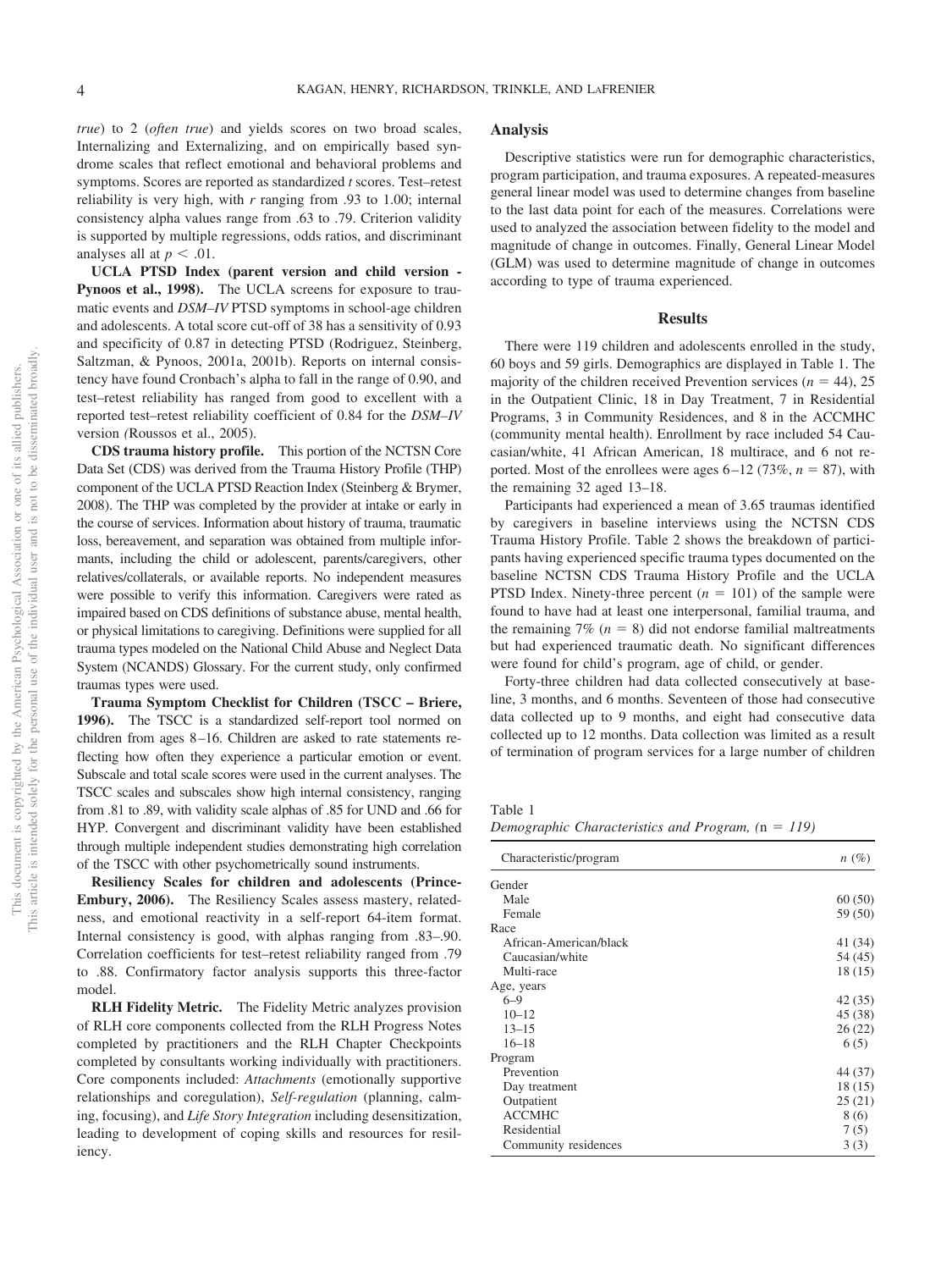*true*) to 2 (*often true*) and yields scores on two broad scales, Internalizing and Externalizing, and on empirically based syndrome scales that reflect emotional and behavioral problems and symptoms. Scores are reported as standardized *t* scores. Test–retest reliability is very high, with *r* ranging from .93 to 1.00; internal consistency alpha values range from .63 to .79. Criterion validity is supported by multiple regressions, odds ratios, and discriminant analyses all at $p < .01$.

**UCLA PTSD Index (parent version and child version - Pynoos et al., 1998).** The UCLA screens for exposure to traumatic events and *DSM–IV* PTSD symptoms in school-age children and adolescents. A total score cut-off of 38 has a sensitivity of 0.93 and specificity of 0.87 in detecting PTSD (Rodriguez, Steinberg, Saltzman, & Pynoos, 2001a, 2001b). Reports on internal consistency have found Cronbach's alpha to fall in the range of 0.90, and test–retest reliability has ranged from good to excellent with a reported test–retest reliability coefficient of 0.84 for the *DSM–IV* version (Roussos et al., 2005).

**CDS trauma history profile.** This portion of the NCTSN Core Data Set (CDS) was derived from the Trauma History Profile (THP) component of the UCLA PTSD Reaction Index (Steinberg & Brymer, 2008). The THP was completed by the provider at intake or early in the course of services. Information about history of trauma, traumatic loss, bereavement, and separation was obtained from multiple informants, including the child or adolescent, parents/caregivers, other relatives/collaterals, or available reports. No independent measures were possible to verify this information. Caregivers were rated as impaired based on CDS definitions of substance abuse, mental health, or physical limitations to caregiving. Definitions were supplied for all trauma types modeled on the National Child Abuse and Neglect Data System (NCANDS) Glossary. For the current study, only confirmed traumas types were used.

**Trauma Symptom Checklist for Children (TSCC – Briere, 1996).** The TSCC is a standardized self-report tool normed on children from ages 8–16. Children are asked to rate statements reflecting how often they experience a particular emotion or event. Subscale and total scale scores were used in the current analyses. The TSCC scales and subscales show high internal consistency, ranging from .81 to .89, with validity scale alphas of .85 for UND and .66 for HYP. Convergent and discriminant validity have been established through multiple independent studies demonstrating high correlation of the TSCC with other psychometrically sound instruments.

**Resiliency Scales for children and adolescents (Prince-Embury, 2006).** The Resiliency Scales assess mastery, relatedness, and emotional reactivity in a self-report 64-item format. Internal consistency is good, with alphas ranging from .83–.90. Correlation coefficients for test–retest reliability ranged from .79 to .88. Confirmatory factor analysis supports this three-factor model.

**RLH Fidelity Metric.** The Fidelity Metric analyzes provision of RLH core components collected from the RLH Progress Notes completed by practitioners and the RLH Chapter Checkpoints completed by consultants working individually with practitioners. Core components included: *Attachments* (emotionally supportive relationships and coregulation), *Self-regulation* (planning, calming, focusing), and *Life Story Integration* including desensitization, leading to development of coping skills and resources for resiliency.

## Analysis

Descriptive statistics were run for demographic characteristics, program participation, and trauma exposures. A repeated-measures general linear model was used to determine changes from baseline to the last data point for each of the measures. Correlations were used to analyzed the association between fidelity to the model and magnitude of change in outcomes. Finally, General Linear Model (GLM) was used to determine magnitude of change in outcomes according to type of trauma experienced.

## Results

There were 119 children and adolescents enrolled in the study, 60 boys and 59 girls. Demographics are displayed in Table 1. The majority of the children received Prevention services ($n = 44$), 25 in the Outpatient Clinic, 18 in Day Treatment, 7 in Residential Programs, 3 in Community Residences, and 8 in the ACCMHC (community mental health). Enrollment by race included 54 Caucasian/white, 41 African American, 18 multirace, and 6 not reported. Most of the enrollees were ages 6–12 (73%, $n = 87$), with the remaining 32 aged 13–18.

Participants had experienced a mean of 3.65 traumas identified by caregivers in baseline interviews using the NCTSN CDS Trauma History Profile. Table 2 shows the breakdown of participants having experienced specific trauma types documented on the baseline NCTSN CDS Trauma History Profile and the UCLA PTSD Index. Ninety-three percent ($n = 101$) of the sample were found to have had at least one interpersonal, familial trauma, and the remaining 7% ($n = 8$) did not endorse familial maltreatments but had experienced traumatic death. No significant differences were found for child's program, age of child, or gender.

Forty-three children had data collected consecutively at baseline, 3 months, and 6 months. Seventeen of those had consecutive data collected up to 9 months, and eight had consecutive data collected up to 12 months. Data collection was limited as a result of termination of program services for a large number of children

Table 1
*Demographic Characteristics and Program, (n = 119)*

| Characteristic/program | *n* (%) |
|---|---|
| Gender | |
| Male | 60 (50) |
| Female | 59 (50) |
| Race | |
| African-American/black | 41 (34) |
| Caucasian/white | 54 (45) |
| Multi-race | 18 (15) |
| Age, years | |
| 6–9 | 42 (35) |
| 10–12 | 45 (38) |
| 13–15 | 26 (22) |
| 16–18 | 6 (5) |
| Program | |
| Prevention | 44 (37) |
| Day treatment | 18 (15) |
| Outpatient | 25 (21) |
| ACCMHC | 8 (6) |
| Residential | 7 (5) |
| Community residences | 3 (3) |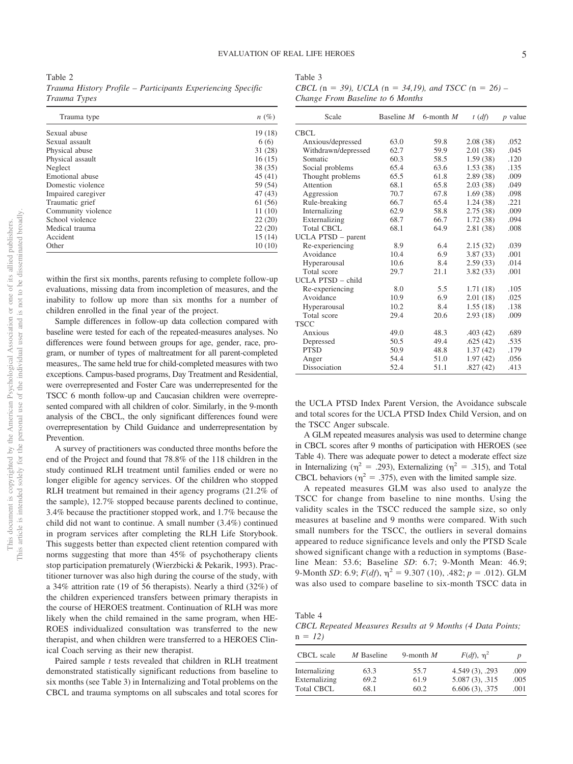Table 2
*Trauma History Profile – Participants Experiencing Specific Trauma Types*

| Trauma type | *n* (%) |
|---|---|
| Sexual abuse | 19 (18) |
| Sexual assault | 6 (6) |
| Physical abuse | 31 (28) |
| Physical assault | 16 (15) |
| Neglect | 38 (35) |
| Emotional abuse | 45 (41) |
| Domestic violence | 59 (54) |
| Impaired caregiver | 47 (43) |
| Traumatic grief | 61 (56) |
| Community violence | 11 (10) |
| School violence | 22 (20) |
| Medical trauma | 22 (20) |
| Accident | 15 (14) |
| Other | 10 (10) |

within the first six months, parents refusing to complete follow-up evaluations, missing data from incompletion of measures, and the inability to follow up more than six months for a number of children enrolled in the final year of the project.

Sample differences in follow-up data collection compared with baseline were tested for each of the repeated-measures analyses. No differences were found between groups for age, gender, race, program, or number of types of maltreatment for all parent-completed measures,. The same held true for child-completed measures with two exceptions. Campus-based programs, Day Treatment and Residential, were overrepresented and Foster Care was underrepresented for the TSCC 6 month follow-up and Caucasian children were overrepresented compared with all children of color. Similarly, in the 9-month analysis of the CBCL, the only significant differences found were overrepresentation by Child Guidance and underrepresentation by Prevention.

A survey of practitioners was conducted three months before the end of the Project and found that 78.8% of the 118 children in the study continued RLH treatment until families ended or were no longer eligible for agency services. Of the children who stopped RLH treatment but remained in their agency programs (21.2% of the sample), 12.7% stopped because parents declined to continue, 3.4% because the practitioner stopped work, and 1.7% because the child did not want to continue. A small number (3.4%) continued in program services after completing the RLH Life Storybook. This suggests better than expected client retention compared with norms suggesting that more than 45% of psychotherapy clients stop participation prematurely (Wierzbicki & Pekarik, 1993). Practitioner turnover was also high during the course of the study, with a 34% attrition rate (19 of 56 therapists). Nearly a third (32%) of the children experienced transfers between primary therapists in the course of HEROES treatment. Continuation of RLH was more likely when the child remained in the same program, when HEROES individualized consultation was transferred to the new therapist, and when children were transferred to a HEROES Clinical Coach serving as their new therapist.

Paired sample *t* tests revealed that children in RLH treatment demonstrated statistically significant reductions from baseline to six months (see Table 3) in Internalizing and Total problems on the CBCL and trauma symptoms on all subscales and total scores for

Table 3
*CBCL (*n *= 39), UCLA (*n *= 34,19), and TSCC (*n *= 26) – Change From Baseline to 6 Months*

| Scale | Baseline *M* | 6-month *M* | *t* (*df*) | *p* value |
|---|---|---|---|---|
| CBCL | | | | |
| Anxious/depressed | 63.0 | 59.8 | 2.08 (38) | .052 |
| Withdrawn/depressed | 62.7 | 59.9 | 2.01 (38) | .045 |
| Somatic | 60.3 | 58.5 | 1.59 (38) | .120 |
| Social problems | 65.4 | 63.6 | 1.53 (38) | .135 |
| Thought problems | 65.5 | 61.8 | 2.89 (38) | .009 |
| Attention | 68.1 | 65.8 | 2.03 (38) | .049 |
| Aggression | 70.7 | 67.8 | 1.69 (38) | .098 |
| Rule-breaking | 66.7 | 65.4 | 1.24 (38) | .221 |
| Internalizing | 62.9 | 58.8 | 2.75 (38) | .009 |
| Externalizing | 68.7 | 66.7 | 1.72 (38) | .094 |
| Total CBCL | 68.1 | 64.9 | 2.81 (38) | .008 |
| UCLA PTSD – parent | | | | |
| Re-experiencing | 8.9 | 6.4 | 2.15 (32) | .039 |
| Avoidance | 10.4 | 6.9 | 3.87 (33) | .001 |
| Hyperarousal | 10.6 | 8.4 | 2.59 (33) | .014 |
| Total score | 29.7 | 21.1 | 3.82 (33) | .001 |
| UCLA PTSD – child | | | | |
| Re-experiencing | 8.0 | 5.5 | 1.71 (18) | .105 |
| Avoidance | 10.9 | 6.9 | 2.01 (18) | .025 |
| Hyperarousal | 10.2 | 8.4 | 1.55 (18) | .138 |
| Total score | 29.4 | 20.6 | 2.93 (18) | .009 |
| TSCC | | | | |
| Anxious | 49.0 | 48.3 | .403 (42) | .689 |
| Depressed | 50.5 | 49.4 | .625 (42) | .535 |
| PTSD | 50.9 | 48.8 | 1.37 (42) | .179 |
| Anger | 54.4 | 51.0 | 1.97 (42) | .056 |
| Dissociation | 52.4 | 51.1 | .827 (42) | .413 |

the UCLA PTSD Index Parent Version, the Avoidance subscale and total scores for the UCLA PTSD Index Child Version, and on the TSCC Anger subscale.

A GLM repeated measures analysis was used to determine change in CBCL scores after 9 months of participation with HEROES (see Table 4). There was adequate power to detect a moderate effect size in Internalizing ($\eta^2$ = .293), Externalizing ($\eta^2$ = .315), and Total CBCL behaviors ($\eta^2$ = .375), even with the limited sample size.

A repeated measures GLM was also used to analyze the TSCC for change from baseline to nine months. Using the validity scales in the TSCC reduced the sample size, so only measures at baseline and 9 months were compared. With such small numbers for the TSCC, the outliers in several domains appeared to reduce significance levels and only the PTSD Scale showed significant change with a reduction in symptoms (Baseline Mean: 53.6; Baseline *SD*: 6.7; 9-Month Mean: 46.9; 9-Month *SD*: 6.9; *F*(*df*), $\eta^2$ = 9.307 (10), .482; $p$ = .012). GLM was also used to compare baseline to six-month TSCC data in

Table 4
*CBCL Repeated Measures Results at 9 Months (4 Data Points;* n *= 12)*

| CBCL scale | *M* Baseline | 9-month *M* | *F*(*df*), $\eta^2$ | *p* |
|---|---|---|---|---|
| Internalizing | 63.3 | 55.7 | 4.549 (3), .293 | .009 |
| Externalizing | 69.2 | 61.9 | 5.087 (3), .315 | .005 |
| Total CBCL | 68.1 | 60.2 | 6.606 (3), .375 | .001 |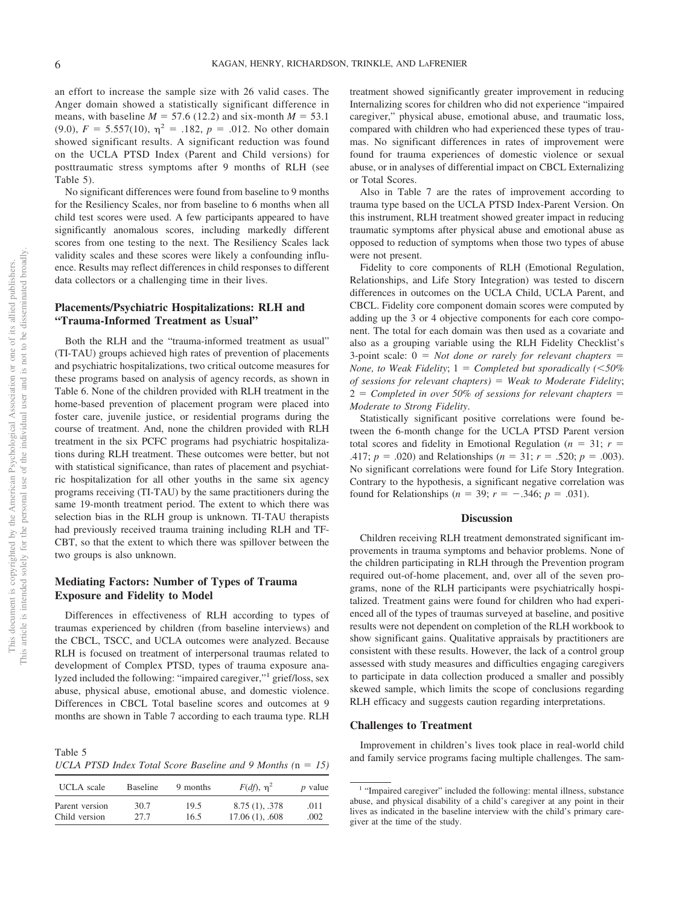an effort to increase the sample size with 26 valid cases. The Anger domain showed a statistically significant difference in means, with baseline $M = 57.6$ (12.2) and six-month $M = 53.1$ (9.0), $F = 5.557(10)$, $\eta^2 = .182$, $p = .012$. No other domain showed significant results. A significant reduction was found on the UCLA PTSD Index (Parent and Child versions) for posttraumatic stress symptoms after 9 months of RLH (see Table 5).

No significant differences were found from baseline to 9 months for the Resiliency Scales, nor from baseline to 6 months when all child test scores were used. A few participants appeared to have significantly anomalous scores, including markedly different scores from one testing to the next. The Resiliency Scales lack validity scales and these scores were likely a confounding influence. Results may reflect differences in child responses to different data collectors or a challenging time in their lives.

### Placements/Psychiatric Hospitalizations: RLH and "Trauma-Informed Treatment as Usual"

Both the RLH and the "trauma-informed treatment as usual" (TI-TAU) groups achieved high rates of prevention of placements and psychiatric hospitalizations, two critical outcome measures for these programs based on analysis of agency records, as shown in Table 6. None of the children provided with RLH treatment in the home-based prevention of placement program were placed into foster care, juvenile justice, or residential programs during the course of treatment. And, none the children provided with RLH treatment in the six PCFC programs had psychiatric hospitalizations during RLH treatment. These outcomes were better, but not with statistical significance, than rates of placement and psychiatric hospitalization for all other youths in the same six agency programs receiving (TI-TAU) by the same practitioners during the same 19-month treatment period. The extent to which there was selection bias in the RLH group is unknown. TI-TAU therapists had previously received trauma training including RLH and TF-CBT, so that the extent to which there was spillover between the two groups is also unknown.

### Mediating Factors: Number of Types of Trauma Exposure and Fidelity to Model

Differences in effectiveness of RLH according to types of traumas experienced by children (from baseline interviews) and the CBCL, TSCC, and UCLA outcomes were analyzed. Because RLH is focused on treatment of interpersonal traumas related to development of Complex PTSD, types of trauma exposure analyzed included the following: "impaired caregiver,"[1] grief/loss, sex abuse, physical abuse, emotional abuse, and domestic violence. Differences in CBCL Total baseline scores and outcomes at 9 months are shown in Table 7 according to each trauma type. RLH treatment showed significantly greater improvement in reducing Internalizing scores for children who did not experience "impaired caregiver," physical abuse, emotional abuse, and traumatic loss, compared with children who had experienced these types of traumas. No significant differences in rates of improvement were found for trauma experiences of domestic violence or sexual abuse, or in analyses of differential impact on CBCL Externalizing or Total Scores.

Also in Table 7 are the rates of improvement according to trauma type based on the UCLA PTSD Index-Parent Version. On this instrument, RLH treatment showed greater impact in reducing traumatic symptoms after physical abuse and emotional abuse as opposed to reduction of symptoms when those two types of abuse were not present.

Fidelity to core components of RLH (Emotional Regulation, Relationships, and Life Story Integration) was tested to discern differences in outcomes on the UCLA Child, UCLA Parent, and CBCL. Fidelity core component domain scores were computed by adding up the 3 or 4 objective components for each core component. The total for each domain was then used as a covariate and also as a grouping variable using the RLH Fidelity Checklist's 3-point scale: 0 = *Not done or rarely for relevant chapters = None, to Weak Fidelity*; 1 = *Completed but sporadically (<50% of sessions for relevant chapters) = Weak to Moderate Fidelity*; 2 = *Completed in over 50% of sessions for relevant chapters = Moderate to Strong Fidelity*.

Statistically significant positive correlations were found between the 6-month change for the UCLA PTSD Parent version total scores and fidelity in Emotional Regulation ($n = 31$; $r = .417$; $p = .020$) and Relationships ($n = 31$; $r = .520$; $p = .003$). No significant correlations were found for Life Story Integration. Contrary to the hypothesis, a significant negative correlation was found for Relationships ($n = 39$; $r = -.346$; $p = .031$).

Table 5
*UCLA PTSD Index Total Score Baseline and 9 Months (*$n = 15$*)*

| UCLA scale | Baseline | 9 months | $F(df)$, $\eta^2$ | $p$ value |
|---|---|---|---|---|
| Parent version | 30.7 | 19.5 | 8.75 (1), .378 | .011 |
| Child version | 27.7 | 16.5 | 17.06 (1), .608 | .002 |

## Discussion

Children receiving RLH treatment demonstrated significant improvements in trauma symptoms and behavior problems. None of the children participating in RLH through the Prevention program required out-of-home placement, and, over all of the seven programs, none of the RLH participants were psychiatrically hospitalized. Treatment gains were found for children who had experienced all of the types of traumas surveyed at baseline, and positive results were not dependent on completion of the RLH workbook to show significant gains. Qualitative appraisals by practitioners are consistent with these results. However, the lack of a control group assessed with study measures and difficulties engaging caregivers to participate in data collection produced a smaller and possibly skewed sample, which limits the scope of conclusions regarding RLH efficacy and suggests caution regarding interpretations.

### Challenges to Treatment

Improvement in children's lives took place in real-world child and family service programs facing multiple challenges. The sam-

[1] "Impaired caregiver" included the following: mental illness, substance abuse, and physical disability of a child's caregiver at any point in their lives as indicated in the baseline interview with the child's primary caregiver at the time of the study.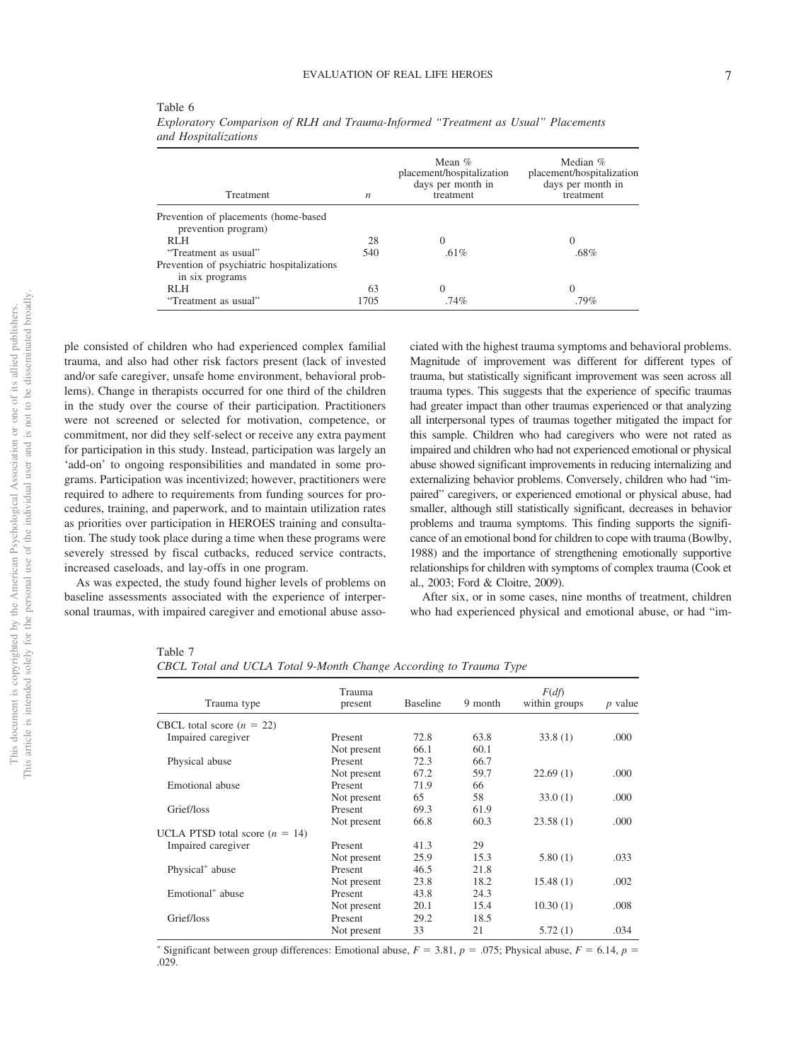Table 6

*Exploratory Comparison of RLH and Trauma-Informed "Treatment as Usual" Placements and Hospitalizations*

| Treatment | $n$ | Mean % placement/hospitalization days per month in treatment | Median % placement/hospitalization days per month in treatment |
|---|---|---|---|
| Prevention of placements (home-based prevention program) | | | |
| RLH | 28 | 0 | 0 |
| "Treatment as usual" | 540 | .61% | .68% |
| Prevention of psychiatric hospitalizations in six programs | | | |
| RLH | 63 | 0 | 0 |
| "Treatment as usual" | 1705 | .74% | .79% |

ple consisted of children who had experienced complex familial trauma, and also had other risk factors present (lack of invested and/or safe caregiver, unsafe home environment, behavioral problems). Change in therapists occurred for one third of the children in the study over the course of their participation. Practitioners were not screened or selected for motivation, competence, or commitment, nor did they self-select or receive any extra payment for participation in this study. Instead, participation was largely an 'add-on' to ongoing responsibilities and mandated in some programs. Participation was incentivized; however, practitioners were required to adhere to requirements from funding sources for procedures, training, and paperwork, and to maintain utilization rates as priorities over participation in HEROES training and consultation. The study took place during a time when these programs were severely stressed by fiscal cutbacks, reduced service contracts, increased caseloads, and lay-offs in one program.

As was expected, the study found higher levels of problems on baseline assessments associated with the experience of interpersonal traumas, with impaired caregiver and emotional abuse associated with the highest trauma symptoms and behavioral problems. Magnitude of improvement was different for different types of trauma, but statistically significant improvement was seen across all trauma types. This suggests that the experience of specific traumas had greater impact than other traumas experienced or that analyzing all interpersonal types of traumas together mitigated the impact for this sample. Children who had caregivers who were not rated as impaired and children who had not experienced emotional or physical abuse showed significant improvements in reducing internalizing and externalizing behavior problems. Conversely, children who had "impaired" caregivers, or experienced emotional or physical abuse, had smaller, although still statistically significant, decreases in behavior problems and trauma symptoms. This finding supports the significance of an emotional bond for children to cope with trauma (Bowlby, 1988) and the importance of strengthening emotionally supportive relationships for children with symptoms of complex trauma (Cook et al., 2003; Ford & Cloitre, 2009).

After six, or in some cases, nine months of treatment, children who had experienced physical and emotional abuse, or had "im-

Table 7

*CBCL Total and UCLA Total 9-Month Change According to Trauma Type*

| Trauma type | Trauma present | Baseline | 9 month | $F(df)$ within groups | $p$ value |
|---|---|---|---|---|---|
| CBCL total score ($n$ = 22) | | | | | |
| Impaired caregiver | Present | 72.8 | 63.8 | 33.8 (1) | .000 |
| | Not present | 66.1 | 60.1 | | |
| Physical abuse | Present | 72.3 | 66.7 | | |
| | Not present | 67.2 | 59.7 | 22.69 (1) | .000 |
| Emotional abuse | Present | 71.9 | 66 | | |
| | Not present | 65 | 58 | 33.0 (1) | .000 |
| Grief/loss | Present | 69.3 | 61.9 | | |
| | Not present | 66.8 | 60.3 | 23.58 (1) | .000 |
| UCLA PTSD total score ($n$ = 14) | | | | | |
| Impaired caregiver | Present | 41.3 | 29 | | |
| | Not present | 25.9 | 15.3 | 5.80 (1) | .033 |
| Physical* abuse | Present | 46.5 | 21.8 | | |
| | Not present | 23.8 | 18.2 | 15.48 (1) | .002 |
| Emotional* abuse | Present | 43.8 | 24.3 | | |
| | Not present | 20.1 | 15.4 | 10.30 (1) | .008 |
| Grief/loss | Present | 29.2 | 18.5 | | |
| | Not present | 33 | 21 | 5.72 (1) | .034 |

* Significant between group differences: Emotional abuse, $F = 3.81$, $p = .075$; Physical abuse, $F = 6.14$, $p = .029$.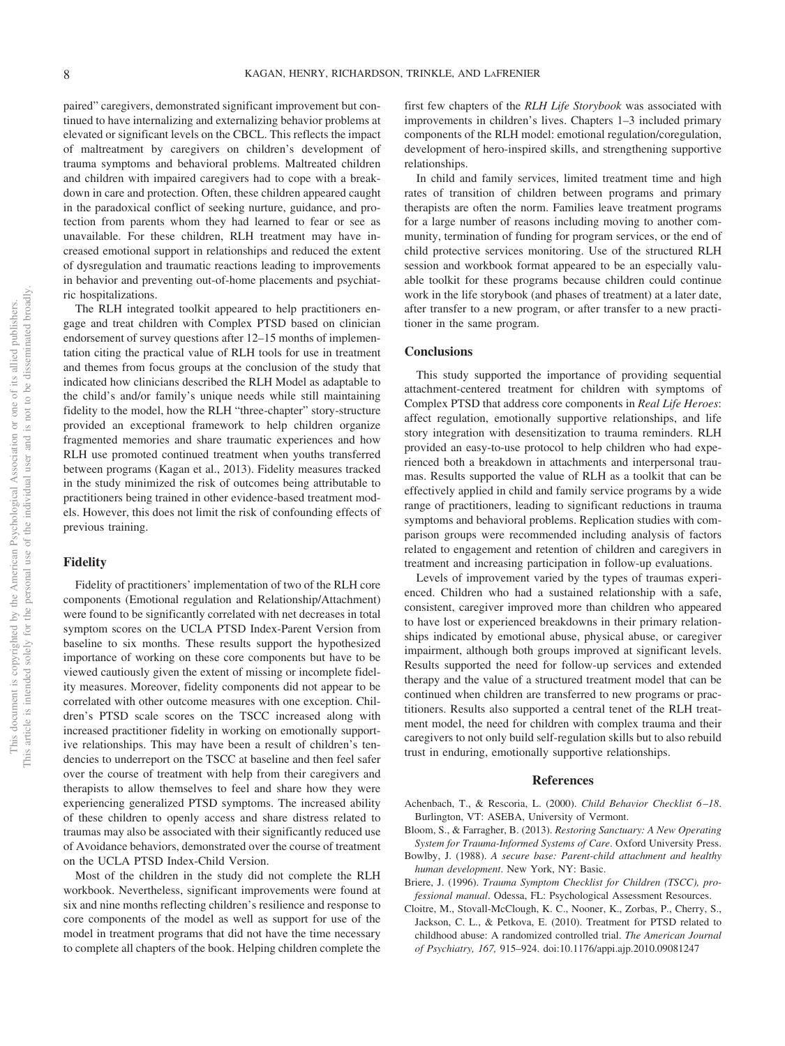paired" caregivers, demonstrated significant improvement but continued to have internalizing and externalizing behavior problems at elevated or significant levels on the CBCL. This reflects the impact of maltreatment by caregivers on children's development of trauma symptoms and behavioral problems. Maltreated children and children with impaired caregivers had to cope with a breakdown in care and protection. Often, these children appeared caught in the paradoxical conflict of seeking nurture, guidance, and protection from parents whom they had learned to fear or see as unavailable. For these children, RLH treatment may have increased emotional support in relationships and reduced the extent of dysregulation and traumatic reactions leading to improvements in behavior and preventing out-of-home placements and psychiatric hospitalizations.

The RLH integrated toolkit appeared to help practitioners engage and treat children with Complex PTSD based on clinician endorsement of survey questions after 12–15 months of implementation citing the practical value of RLH tools for use in treatment and themes from focus groups at the conclusion of the study that indicated how clinicians described the RLH Model as adaptable to the child's and/or family's unique needs while still maintaining fidelity to the model, how the RLH "three-chapter" story-structure provided an exceptional framework to help children organize fragmented memories and share traumatic experiences and how RLH use promoted continued treatment when youths transferred between programs (Kagan et al., 2013). Fidelity measures tracked in the study minimized the risk of outcomes being attributable to practitioners being trained in other evidence-based treatment models. However, this does not limit the risk of confounding effects of previous training.

## Fidelity

Fidelity of practitioners' implementation of two of the RLH core components (Emotional regulation and Relationship/Attachment) were found to be significantly correlated with net decreases in total symptom scores on the UCLA PTSD Index-Parent Version from baseline to six months. These results support the hypothesized importance of working on these core components but have to be viewed cautiously given the extent of missing or incomplete fidelity measures. Moreover, fidelity components did not appear to be correlated with other outcome measures with one exception. Children's PTSD scale scores on the TSCC increased along with increased practitioner fidelity in working on emotionally supportive relationships. This may have been a result of children's tendencies to underreport on the TSCC at baseline and then feel safer over the course of treatment with help from their caregivers and therapists to allow themselves to feel and share how they were experiencing generalized PTSD symptoms. The increased ability of these children to openly access and share distress related to traumas may also be associated with their significantly reduced use of Avoidance behaviors, demonstrated over the course of treatment on the UCLA PTSD Index-Child Version.

Most of the children in the study did not complete the RLH workbook. Nevertheless, significant improvements were found at six and nine months reflecting children's resilience and response to core components of the model as well as support for use of the model in treatment programs that did not have the time necessary to complete all chapters of the book. Helping children complete the first few chapters of the *RLH Life Storybook* was associated with improvements in children's lives. Chapters 1–3 included primary components of the RLH model: emotional regulation/coregulation, development of hero-inspired skills, and strengthening supportive relationships.

In child and family services, limited treatment time and high rates of transition of children between programs and primary therapists are often the norm. Families leave treatment programs for a large number of reasons including moving to another community, termination of funding for program services, or the end of child protective services monitoring. Use of the structured RLH session and workbook format appeared to be an especially valuable toolkit for these programs because children could continue work in the life storybook (and phases of treatment) at a later date, after transfer to a new program, or after transfer to a new practitioner in the same program.

## Conclusions

This study supported the importance of providing sequential attachment-centered treatment for children with symptoms of Complex PTSD that address core components in *Real Life Heroes*: affect regulation, emotionally supportive relationships, and life story integration with desensitization to trauma reminders. RLH provided an easy-to-use protocol to help children who had experienced both a breakdown in attachments and interpersonal traumas. Results supported the value of RLH as a toolkit that can be effectively applied in child and family service programs by a wide range of practitioners, leading to significant reductions in trauma symptoms and behavioral problems. Replication studies with comparison groups were recommended including analysis of factors related to engagement and retention of children and caregivers in treatment and increasing participation in follow-up evaluations.

Levels of improvement varied by the types of traumas experienced. Children who had a sustained relationship with a safe, consistent, caregiver improved more than children who appeared to have lost or experienced breakdowns in their primary relationships indicated by emotional abuse, physical abuse, or caregiver impairment, although both groups improved at significant levels. Results supported the need for follow-up services and extended therapy and the value of a structured treatment model that can be continued when children are transferred to new programs or practitioners. Results also supported a central tenet of the RLH treatment model, the need for children with complex trauma and their caregivers to not only build self-regulation skills but to also rebuild trust in enduring, emotionally supportive relationships.

## References

Achenbach, T., & Rescoria, L. (2000). *Child Behavior Checklist 6–18*. Burlington, VT: ASEBA, University of Vermont.

Bloom, S., & Farragher, B. (2013). *Restoring Sanctuary: A New Operating System for Trauma-Informed Systems of Care*. Oxford University Press.

Bowlby, J. (1988). *A secure base: Parent-child attachment and healthy human development*. New York, NY: Basic.

Briere, J. (1996). *Trauma Symptom Checklist for Children (TSCC), professional manual*. Odessa, FL: Psychological Assessment Resources.

Cloitre, M., Stovall-McClough, K. C., Nooner, K., Zorbas, P., Cherry, S., Jackson, C. L., & Petkova, E. (2010). Treatment for PTSD related to childhood abuse: A randomized controlled trial. *The American Journal of Psychiatry, 167,* 915–924. doi:10.1176/appi.ajp.2010.09081247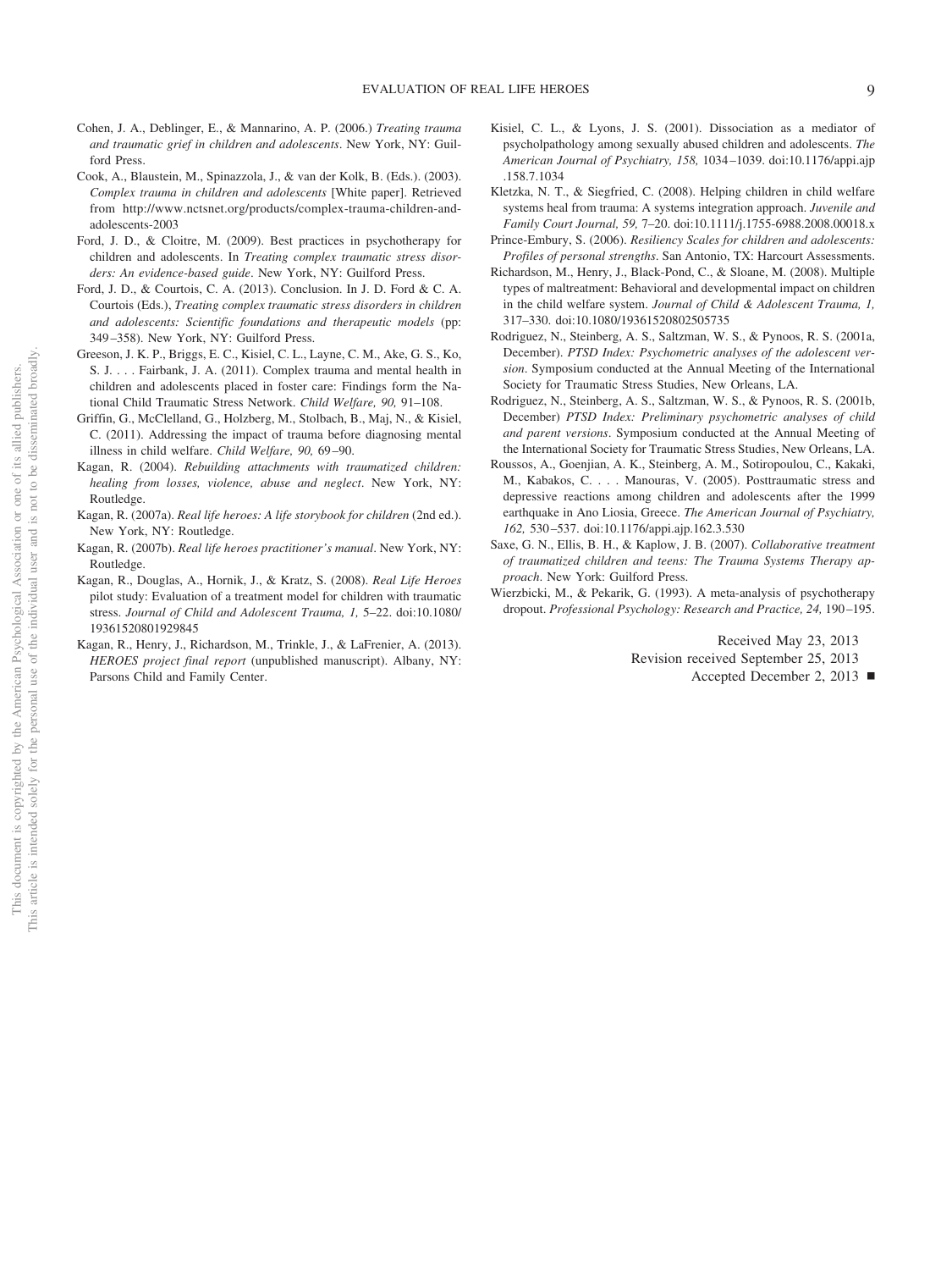Cohen, J. A., Deblinger, E., & Mannarino, A. P. (2006.) *Treating trauma and traumatic grief in children and adolescents*. New York, NY: Guilford Press.

Cook, A., Blaustein, M., Spinazzola, J., & van der Kolk, B. (Eds.). (2003). *Complex trauma in children and adolescents* [White paper]. Retrieved from http://www.nctsnet.org/products/complex-trauma-children-and-adolescents-2003

Ford, J. D., & Cloitre, M. (2009). Best practices in psychotherapy for children and adolescents. In *Treating complex traumatic stress disorders: An evidence-based guide*. New York, NY: Guilford Press.

Ford, J. D., & Courtois, C. A. (2013). Conclusion. In J. D. Ford & C. A. Courtois (Eds.), *Treating complex traumatic stress disorders in children and adolescents: Scientific foundations and therapeutic models* (pp: 349–358). New York, NY: Guilford Press.

Greeson, J. K. P., Briggs, E. C., Kisiel, C. L., Layne, C. M., Ake, G. S., Ko, S. J. . . . Fairbank, J. A. (2011). Complex trauma and mental health in children and adolescents placed in foster care: Findings form the National Child Traumatic Stress Network. *Child Welfare, 90,* 91–108.

Griffin, G., McClelland, G., Holzberg, M., Stolbach, B., Maj, N., & Kisiel, C. (2011). Addressing the impact of trauma before diagnosing mental illness in child welfare. *Child Welfare, 90,* 69–90.

Kagan, R. (2004). *Rebuilding attachments with traumatized children: healing from losses, violence, abuse and neglect*. New York, NY: Routledge.

Kagan, R. (2007a). *Real life heroes: A life storybook for children* (2nd ed.). New York, NY: Routledge.

Kagan, R. (2007b). *Real life heroes practitioner's manual*. New York, NY: Routledge.

Kagan, R., Douglas, A., Hornik, J., & Kratz, S. (2008). *Real Life Heroes* pilot study: Evaluation of a treatment model for children with traumatic stress. *Journal of Child and Adolescent Trauma, 1,* 5–22. doi:10.1080/19361520801929845

Kagan, R., Henry, J., Richardson, M., Trinkle, J., & LaFrenier, A. (2013). *HEROES project final report* (unpublished manuscript). Albany, NY: Parsons Child and Family Center.

Kisiel, C. L., & Lyons, J. S. (2001). Dissociation as a mediator of psycholpathology among sexually abused children and adolescents. *The American Journal of Psychiatry, 158,* 1034–1039. doi:10.1176/appi.ajp.158.7.1034

Kletzka, N. T., & Siegfried, C. (2008). Helping children in child welfare systems heal from trauma: A systems integration approach. *Juvenile and Family Court Journal, 59,* 7–20. doi:10.1111/j.1755-6988.2008.00018.x

Prince-Embury, S. (2006). *Resiliency Scales for children and adolescents: Profiles of personal strengths*. San Antonio, TX: Harcourt Assessments.

Richardson, M., Henry, J., Black-Pond, C., & Sloane, M. (2008). Multiple types of maltreatment: Behavioral and developmental impact on children in the child welfare system. *Journal of Child & Adolescent Trauma, 1,* 317–330. doi:10.1080/19361520802505735

Rodriguez, N., Steinberg, A. S., Saltzman, W. S., & Pynoos, R. S. (2001a, December). *PTSD Index: Psychometric analyses of the adolescent version*. Symposium conducted at the Annual Meeting of the International Society for Traumatic Stress Studies, New Orleans, LA.

Rodriguez, N., Steinberg, A. S., Saltzman, W. S., & Pynoos, R. S. (2001b, December) *PTSD Index: Preliminary psychometric analyses of child and parent versions*. Symposium conducted at the Annual Meeting of the International Society for Traumatic Stress Studies, New Orleans, LA.

Roussos, A., Goenjian, A. K., Steinberg, A. M., Sotiropoulou, C., Kakaki, M., Kabakos, C. . . . Manouras, V. (2005). Posttraumatic stress and depressive reactions among children and adolescents after the 1999 earthquake in Ano Liosia, Greece. *The American Journal of Psychiatry, 162,* 530–537. doi:10.1176/appi.ajp.162.3.530

Saxe, G. N., Ellis, B. H., & Kaplow, J. B. (2007). *Collaborative treatment of traumatized children and teens: The Trauma Systems Therapy approach*. New York: Guilford Press.

Wierzbicki, M., & Pekarik, G. (1993). A meta-analysis of psychotherapy dropout. *Professional Psychology: Research and Practice, 24,* 190–195.

Received May 23, 2013
Revision received September 25, 2013
Accepted December 2, 2013 ■